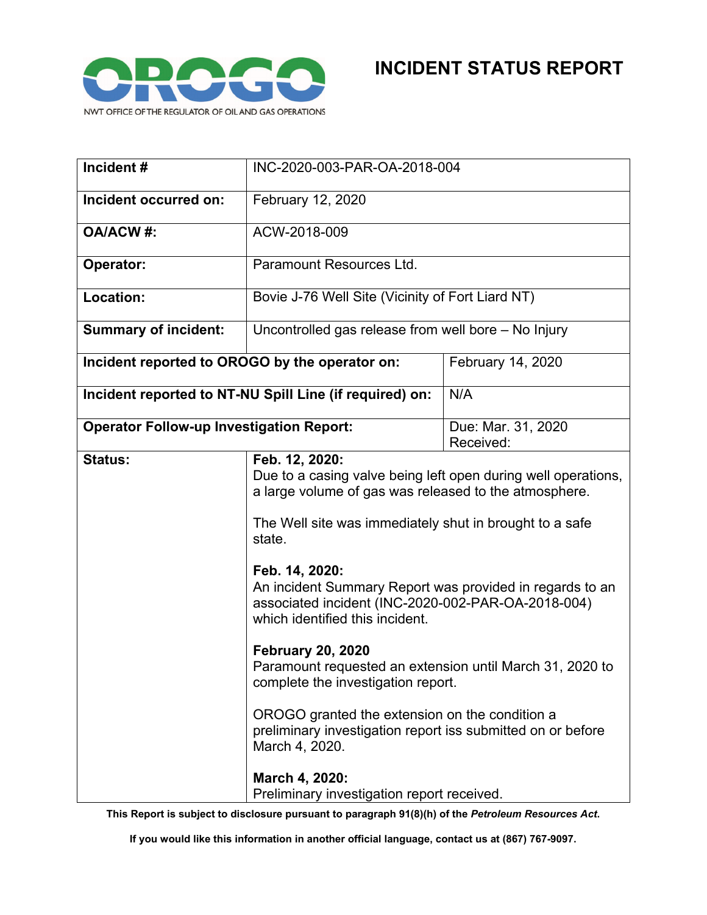NWT OFFICE OF THE REGULATOR OF OIL AND GAS OPERATIONS

# INCIDENT STATUS REPORT

| **Incident #** | INC-2020-003-PAR-OA-2018-004 | |
|---|---|---|
| **Incident occurred on:** | February 12, 2020 | |
| **OA/ACW #:** | ACW-2018-009 | |
| **Operator:** | Paramount Resources Ltd. | |
| **Location:** | Bovie J-76 Well Site (Vicinity of Fort Liard NT) | |
| **Summary of incident:** | Uncontrolled gas release from well bore – No Injury | |
| **Incident reported to OROGO by the operator on:** | | February 14, 2020 |
| **Incident reported to NT-NU Spill Line (if required) on:** | | N/A |
| **Operator Follow-up Investigation Report:** | | Due: Mar. 31, 2020<br>Received: |
| **Status:** | **Feb. 12, 2020:**<br>Due to a casing valve being left open during well operations, a large volume of gas was released to the atmosphere.<br><br>The Well site was immediately shut in brought to a safe state.<br><br>**Feb. 14, 2020:**<br>An incident Summary Report was provided in regards to an associated incident (INC-2020-002-PAR-OA-2018-004) which identified this incident.<br><br>**February 20, 2020**<br>Paramount requested an extension until March 31, 2020 to complete the investigation report.<br><br>OROGO granted the extension on the condition a preliminary investigation report iss submitted on or before March 4, 2020.<br><br>**March 4, 2020:**<br>Preliminary investigation report received. | |

**This Report is subject to disclosure pursuant to paragraph 91(8)(h) of the *Petroleum Resources Act*.**

**If you would like this information in another official language, contact us at (867) 767-9097.**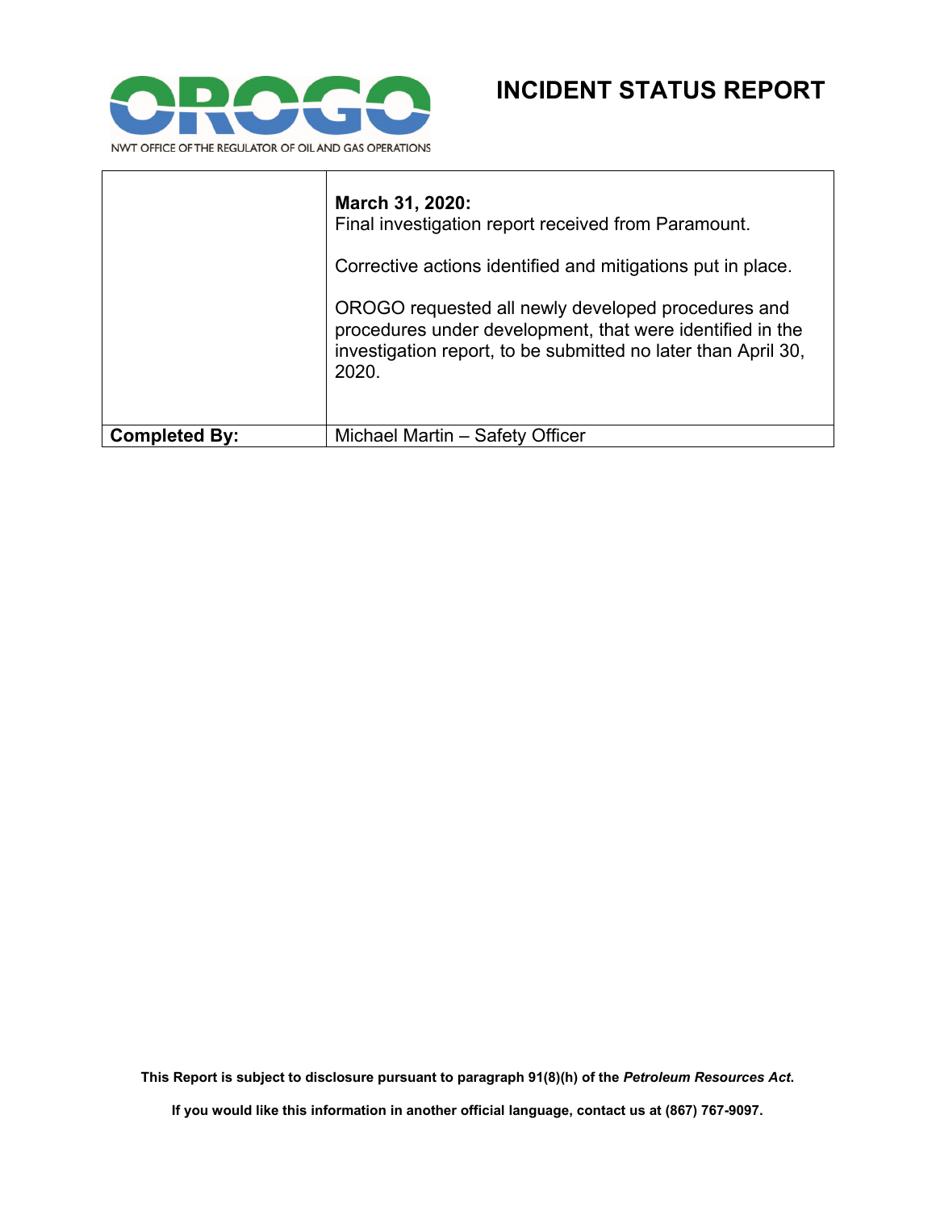# INCIDENT STATUS REPORT

| | |
|---|---|
| | **March 31, 2020:**<br>Final investigation report received from Paramount.<br><br>Corrective actions identified and mitigations put in place.<br><br>OROGO requested all newly developed procedures and procedures under development, that were identified in the investigation report, to be submitted no later than April 30, 2020. |
| **Completed By:** | Michael Martin – Safety Officer |

**This Report is subject to disclosure pursuant to paragraph 91(8)(h) of the *Petroleum Resources Act*.**

**If you would like this information in another official language, contact us at (867) 767-9097.**